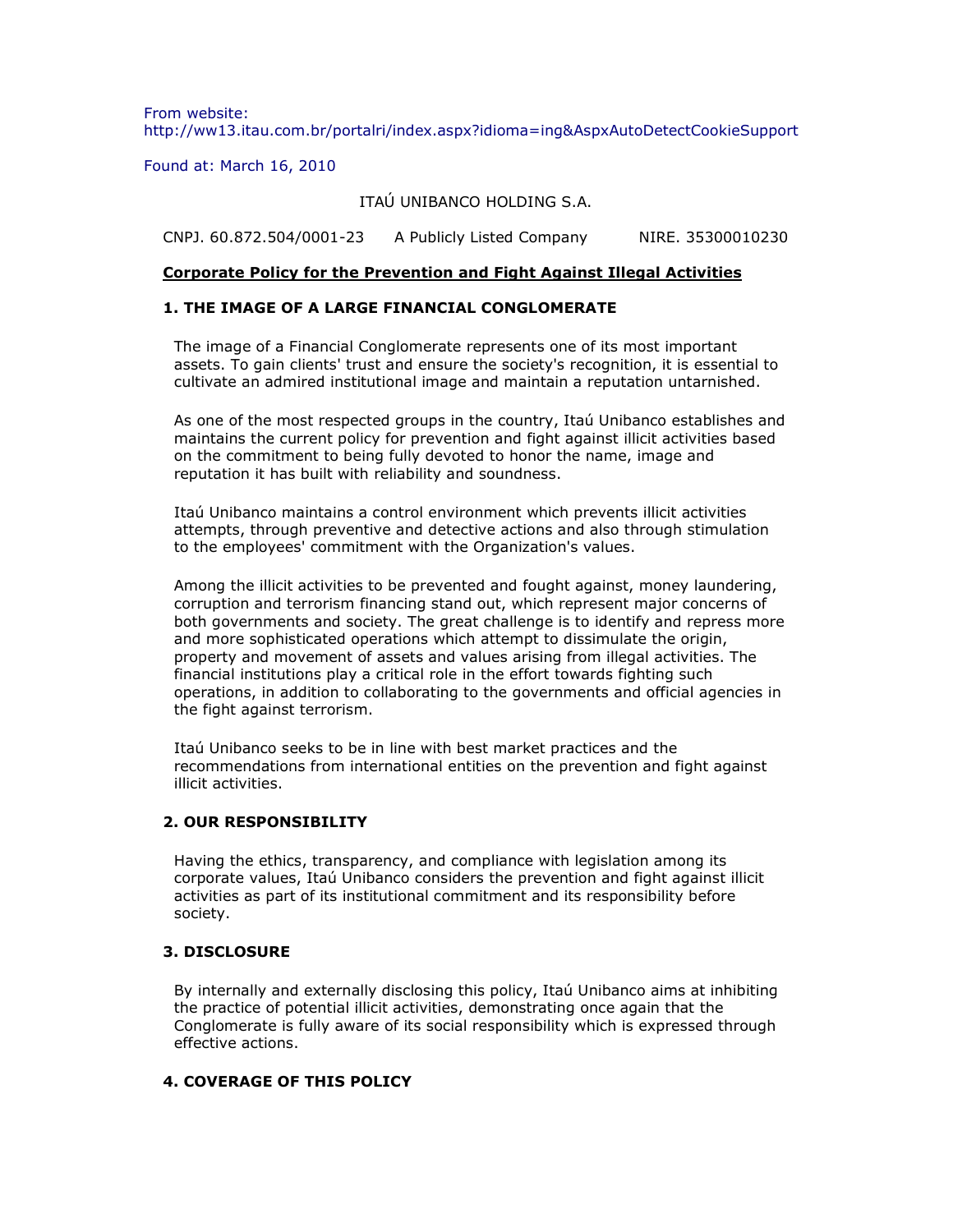From website:
http://ww13.itau.com.br/portalri/index.aspx?idioma=ing&AspxAutoDetectCookieSupport

Found at: March 16, 2010

ITAÚ UNIBANCO HOLDING S.A.

CNPJ. 60.872.504/0001-23 A Publicly Listed Company NIRE. 35300010230

## Corporate Policy for the Prevention and Fight Against Illegal Activities

### 1. THE IMAGE OF A LARGE FINANCIAL CONGLOMERATE

The image of a Financial Conglomerate represents one of its most important assets. To gain clients' trust and ensure the society's recognition, it is essential to cultivate an admired institutional image and maintain a reputation untarnished.

As one of the most respected groups in the country, Itaú Unibanco establishes and maintains the current policy for prevention and fight against illicit activities based on the commitment to being fully devoted to honor the name, image and reputation it has built with reliability and soundness.

Itaú Unibanco maintains a control environment which prevents illicit activities attempts, through preventive and detective actions and also through stimulation to the employees' commitment with the Organization's values.

Among the illicit activities to be prevented and fought against, money laundering, corruption and terrorism financing stand out, which represent major concerns of both governments and society. The great challenge is to identify and repress more and more sophisticated operations which attempt to dissimulate the origin, property and movement of assets and values arising from illegal activities. The financial institutions play a critical role in the effort towards fighting such operations, in addition to collaborating to the governments and official agencies in the fight against terrorism.

Itaú Unibanco seeks to be in line with best market practices and the recommendations from international entities on the prevention and fight against illicit activities.

### 2. OUR RESPONSIBILITY

Having the ethics, transparency, and compliance with legislation among its corporate values, Itaú Unibanco considers the prevention and fight against illicit activities as part of its institutional commitment and its responsibility before society.

### 3. DISCLOSURE

By internally and externally disclosing this policy, Itaú Unibanco aims at inhibiting the practice of potential illicit activities, demonstrating once again that the Conglomerate is fully aware of its social responsibility which is expressed through effective actions.

### 4. COVERAGE OF THIS POLICY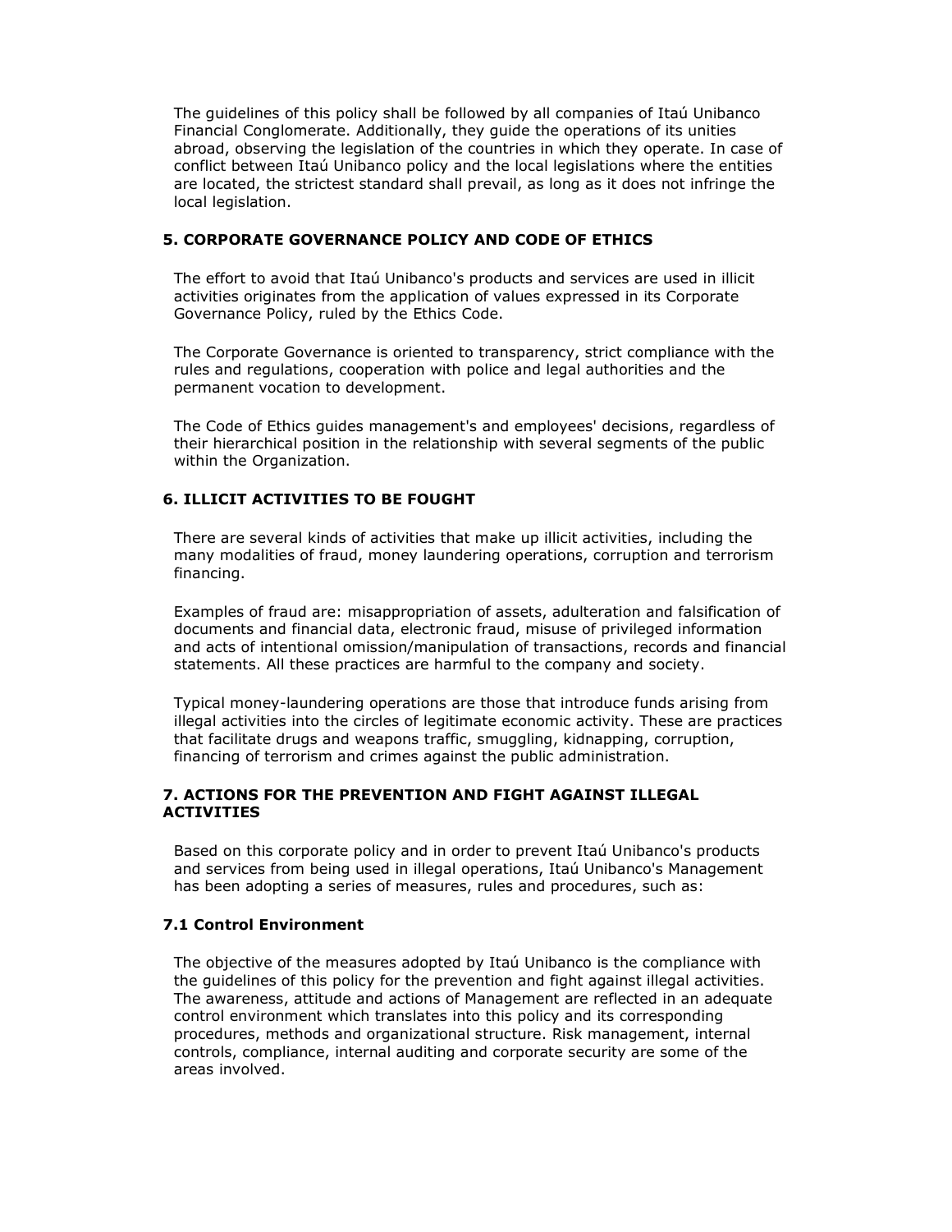The guidelines of this policy shall be followed by all companies of Itaú Unibanco Financial Conglomerate. Additionally, they guide the operations of its unities abroad, observing the legislation of the countries in which they operate. In case of conflict between Itaú Unibanco policy and the local legislations where the entities are located, the strictest standard shall prevail, as long as it does not infringe the local legislation.

## 5. CORPORATE GOVERNANCE POLICY AND CODE OF ETHICS

The effort to avoid that Itaú Unibanco's products and services are used in illicit activities originates from the application of values expressed in its Corporate Governance Policy, ruled by the Ethics Code.

The Corporate Governance is oriented to transparency, strict compliance with the rules and regulations, cooperation with police and legal authorities and the permanent vocation to development.

The Code of Ethics guides management's and employees' decisions, regardless of their hierarchical position in the relationship with several segments of the public within the Organization.

## 6. ILLICIT ACTIVITIES TO BE FOUGHT

There are several kinds of activities that make up illicit activities, including the many modalities of fraud, money laundering operations, corruption and terrorism financing.

Examples of fraud are: misappropriation of assets, adulteration and falsification of documents and financial data, electronic fraud, misuse of privileged information and acts of intentional omission/manipulation of transactions, records and financial statements. All these practices are harmful to the company and society.

Typical money-laundering operations are those that introduce funds arising from illegal activities into the circles of legitimate economic activity. These are practices that facilitate drugs and weapons traffic, smuggling, kidnapping, corruption, financing of terrorism and crimes against the public administration.

## 7. ACTIONS FOR THE PREVENTION AND FIGHT AGAINST ILLEGAL ACTIVITIES

Based on this corporate policy and in order to prevent Itaú Unibanco's products and services from being used in illegal operations, Itaú Unibanco's Management has been adopting a series of measures, rules and procedures, such as:

### 7.1 Control Environment

The objective of the measures adopted by Itaú Unibanco is the compliance with the guidelines of this policy for the prevention and fight against illegal activities. The awareness, attitude and actions of Management are reflected in an adequate control environment which translates into this policy and its corresponding procedures, methods and organizational structure. Risk management, internal controls, compliance, internal auditing and corporate security are some of the areas involved.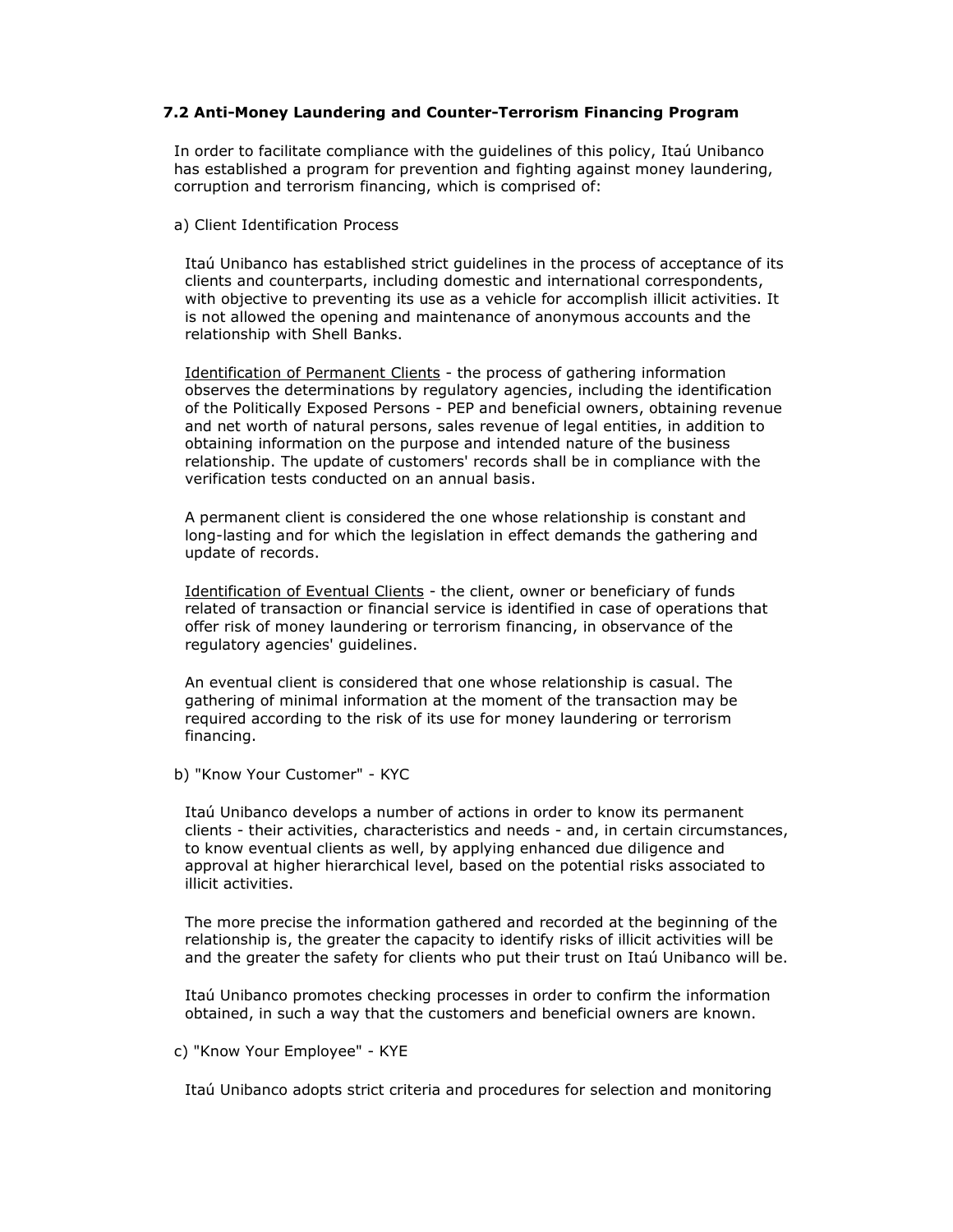### 7.2 Anti-Money Laundering and Counter-Terrorism Financing Program

In order to facilitate compliance with the guidelines of this policy, Itaú Unibanco has established a program for prevention and fighting against money laundering, corruption and terrorism financing, which is comprised of:

a) Client Identification Process

Itaú Unibanco has established strict guidelines in the process of acceptance of its clients and counterparts, including domestic and international correspondents, with objective to preventing its use as a vehicle for accomplish illicit activities. It is not allowed the opening and maintenance of anonymous accounts and the relationship with Shell Banks.

Identification of Permanent Clients - the process of gathering information observes the determinations by regulatory agencies, including the identification of the Politically Exposed Persons - PEP and beneficial owners, obtaining revenue and net worth of natural persons, sales revenue of legal entities, in addition to obtaining information on the purpose and intended nature of the business relationship. The update of customers' records shall be in compliance with the verification tests conducted on an annual basis.

A permanent client is considered the one whose relationship is constant and long-lasting and for which the legislation in effect demands the gathering and update of records.

Identification of Eventual Clients - the client, owner or beneficiary of funds related of transaction or financial service is identified in case of operations that offer risk of money laundering or terrorism financing, in observance of the regulatory agencies' guidelines.

An eventual client is considered that one whose relationship is casual. The gathering of minimal information at the moment of the transaction may be required according to the risk of its use for money laundering or terrorism financing.

b) "Know Your Customer" - KYC

Itaú Unibanco develops a number of actions in order to know its permanent clients - their activities, characteristics and needs - and, in certain circumstances, to know eventual clients as well, by applying enhanced due diligence and approval at higher hierarchical level, based on the potential risks associated to illicit activities.

The more precise the information gathered and recorded at the beginning of the relationship is, the greater the capacity to identify risks of illicit activities will be and the greater the safety for clients who put their trust on Itaú Unibanco will be.

Itaú Unibanco promotes checking processes in order to confirm the information obtained, in such a way that the customers and beneficial owners are known.

c) "Know Your Employee" - KYE

Itaú Unibanco adopts strict criteria and procedures for selection and monitoring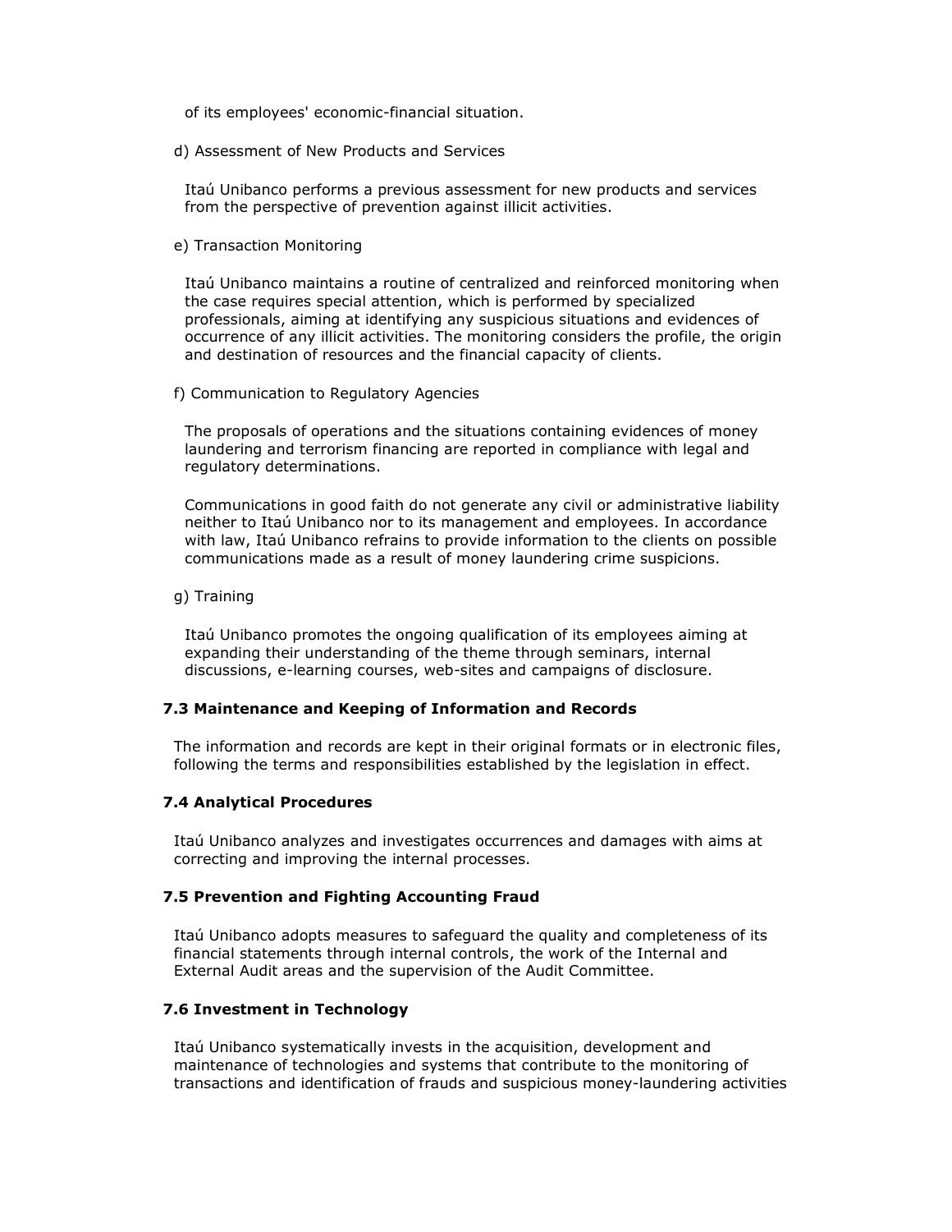of its employees' economic-financial situation.

d) Assessment of New Products and Services

Itaú Unibanco performs a previous assessment for new products and services from the perspective of prevention against illicit activities.

e) Transaction Monitoring

Itaú Unibanco maintains a routine of centralized and reinforced monitoring when the case requires special attention, which is performed by specialized professionals, aiming at identifying any suspicious situations and evidences of occurrence of any illicit activities. The monitoring considers the profile, the origin and destination of resources and the financial capacity of clients.

f) Communication to Regulatory Agencies

The proposals of operations and the situations containing evidences of money laundering and terrorism financing are reported in compliance with legal and regulatory determinations.

Communications in good faith do not generate any civil or administrative liability neither to Itaú Unibanco nor to its management and employees. In accordance with law, Itaú Unibanco refrains to provide information to the clients on possible communications made as a result of money laundering crime suspicions.

g) Training

Itaú Unibanco promotes the ongoing qualification of its employees aiming at expanding their understanding of the theme through seminars, internal discussions, e-learning courses, web-sites and campaigns of disclosure.

### 7.3 Maintenance and Keeping of Information and Records

The information and records are kept in their original formats or in electronic files, following the terms and responsibilities established by the legislation in effect.

### 7.4 Analytical Procedures

Itaú Unibanco analyzes and investigates occurrences and damages with aims at correcting and improving the internal processes.

### 7.5 Prevention and Fighting Accounting Fraud

Itaú Unibanco adopts measures to safeguard the quality and completeness of its financial statements through internal controls, the work of the Internal and External Audit areas and the supervision of the Audit Committee.

### 7.6 Investment in Technology

Itaú Unibanco systematically invests in the acquisition, development and maintenance of technologies and systems that contribute to the monitoring of transactions and identification of frauds and suspicious money-laundering activities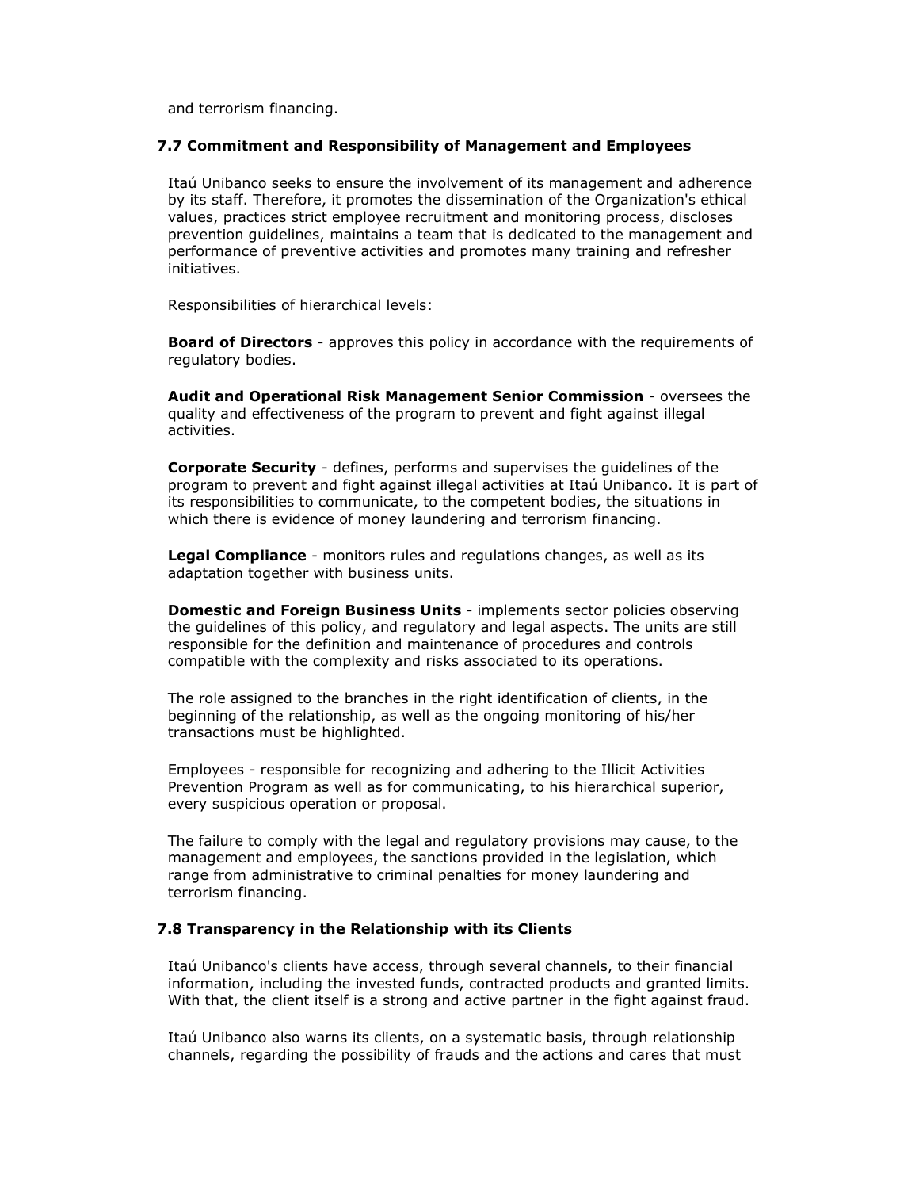and terrorism financing.

### 7.7 Commitment and Responsibility of Management and Employees

Itaú Unibanco seeks to ensure the involvement of its management and adherence by its staff. Therefore, it promotes the dissemination of the Organization's ethical values, practices strict employee recruitment and monitoring process, discloses prevention guidelines, maintains a team that is dedicated to the management and performance of preventive activities and promotes many training and refresher initiatives.

Responsibilities of hierarchical levels:

**Board of Directors** - approves this policy in accordance with the requirements of regulatory bodies.

**Audit and Operational Risk Management Senior Commission** - oversees the quality and effectiveness of the program to prevent and fight against illegal activities.

**Corporate Security** - defines, performs and supervises the guidelines of the program to prevent and fight against illegal activities at Itaú Unibanco. It is part of its responsibilities to communicate, to the competent bodies, the situations in which there is evidence of money laundering and terrorism financing.

**Legal Compliance** - monitors rules and regulations changes, as well as its adaptation together with business units.

**Domestic and Foreign Business Units** - implements sector policies observing the guidelines of this policy, and regulatory and legal aspects. The units are still responsible for the definition and maintenance of procedures and controls compatible with the complexity and risks associated to its operations.

The role assigned to the branches in the right identification of clients, in the beginning of the relationship, as well as the ongoing monitoring of his/her transactions must be highlighted.

Employees - responsible for recognizing and adhering to the Illicit Activities Prevention Program as well as for communicating, to his hierarchical superior, every suspicious operation or proposal.

The failure to comply with the legal and regulatory provisions may cause, to the management and employees, the sanctions provided in the legislation, which range from administrative to criminal penalties for money laundering and terrorism financing.

### 7.8 Transparency in the Relationship with its Clients

Itaú Unibanco's clients have access, through several channels, to their financial information, including the invested funds, contracted products and granted limits. With that, the client itself is a strong and active partner in the fight against fraud.

Itaú Unibanco also warns its clients, on a systematic basis, through relationship channels, regarding the possibility of frauds and the actions and cares that must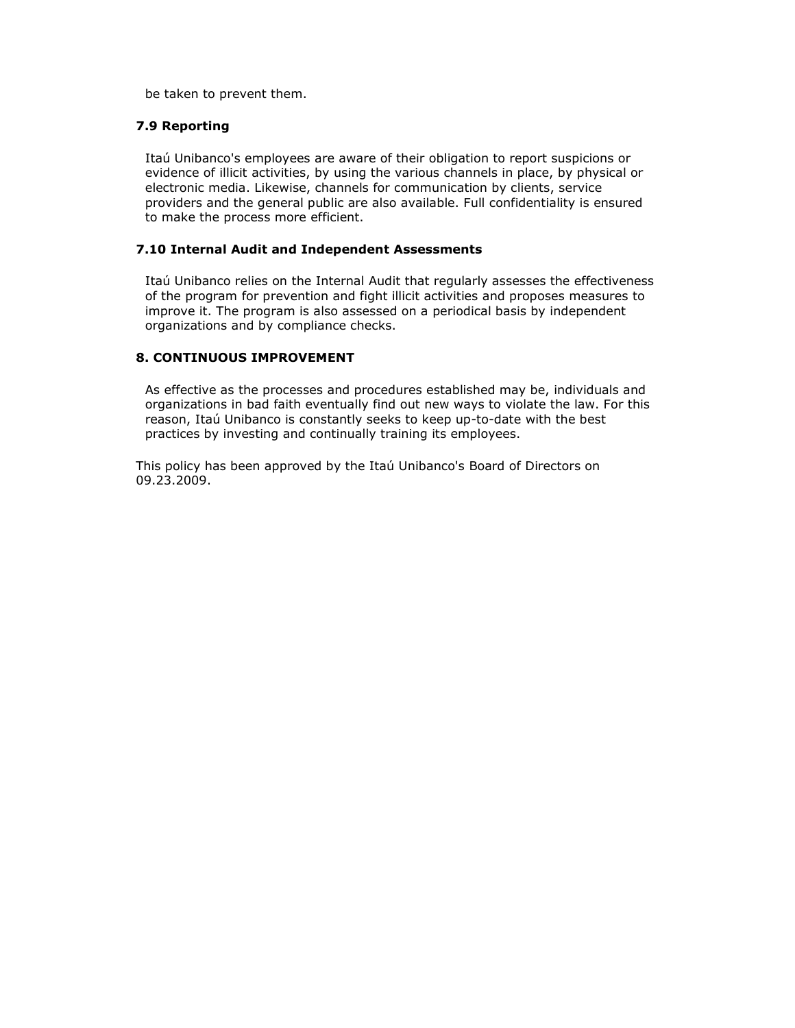be taken to prevent them.

### 7.9 Reporting

Itaú Unibanco's employees are aware of their obligation to report suspicions or evidence of illicit activities, by using the various channels in place, by physical or electronic media. Likewise, channels for communication by clients, service providers and the general public are also available. Full confidentiality is ensured to make the process more efficient.

### 7.10 Internal Audit and Independent Assessments

Itaú Unibanco relies on the Internal Audit that regularly assesses the effectiveness of the program for prevention and fight illicit activities and proposes measures to improve it. The program is also assessed on a periodical basis by independent organizations and by compliance checks.

## 8. CONTINUOUS IMPROVEMENT

As effective as the processes and procedures established may be, individuals and organizations in bad faith eventually find out new ways to violate the law. For this reason, Itaú Unibanco is constantly seeks to keep up-to-date with the best practices by investing and continually training its employees.

This policy has been approved by the Itaú Unibanco's Board of Directors on 09.23.2009.